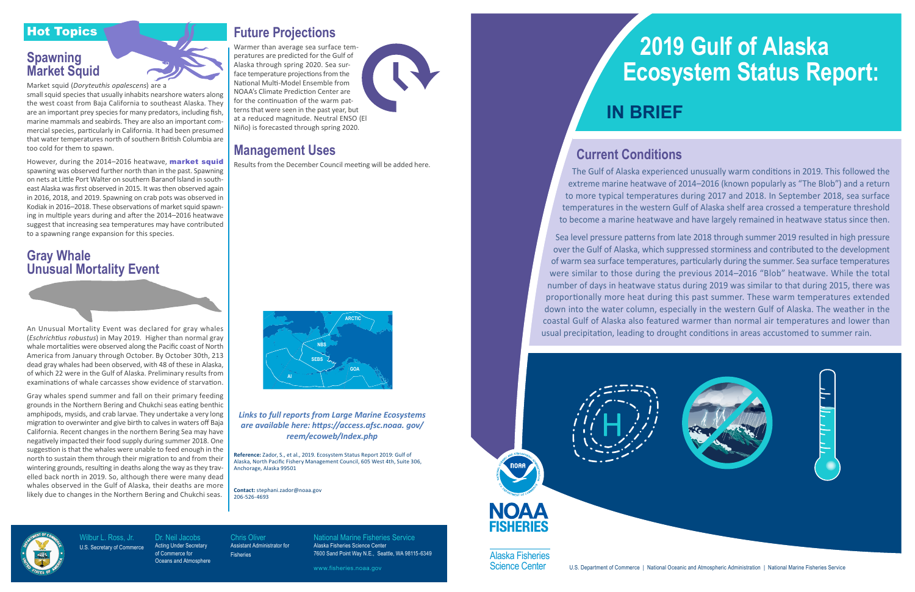# 2019 Gulf of Alaska Ecosystem Status Report:

## IN BRIEF

## Current Conditions

The Gulf of Alaska experienced unusually warm conditions in 2019. This followed the extreme marine heatwave of 2014–2016 (known popularly as "The Blob") and a return to more typical temperatures during 2017 and 2018. In September 2018, sea surface temperatures in the western Gulf of Alaska shelf area crossed a temperature threshold to become a marine heatwave and have largely remained in heatwave status since then.

Sea level pressure patterns from late 2018 through summer 2019 resulted in high pressure over the Gulf of Alaska, which suppressed storminess and contributed to the development of warm sea surface temperatures, particularly during the summer. Sea surface temperatures were similar to those during the previous 2014–2016 "Blob" heatwave. While the total number of days in heatwave status during 2019 was similar to that during 2015, there was proportionally more heat during this past summer. These warm temperatures extended down into the water column, especially in the western Gulf of Alaska. The weather in the coastal Gulf of Alaska also featured warmer than normal air temperatures and lower than usual precipitation, leading to drought conditions in areas accustomed to summer rain.

## Hot Topics

### Spawning Market Squid

Market squid (*Doryteuthis opalescens*) are a small squid species that usually inhabits nearshore waters along the west coast from Baja California to southeast Alaska. They are an important prey species for many predators, including fish, marine mammals and seabirds. They are also an important commercial species, particularly in California. It had been presumed that water temperatures north of southern British Columbia are too cold for them to spawn.

However, during the 2014–2016 heatwave, **market squid** spawning was observed further north than in the past. Spawning on nets at Little Port Walter on southern Baranof Island in southeast Alaska was first observed in 2015. It was then observed again in 2016, 2018, and 2019. Spawning on crab pots was observed in Kodiak in 2016–2018. These observations of market squid spawning in multiple years during and after the 2014–2016 heatwave suggest that increasing sea temperatures may have contributed to a spawning range expansion for this species.

### Gray Whale Unusual Mortality Event

An Unusual Mortality Event was declared for gray whales (*Eschrichtius robustus*) in May 2019. Higher than normal gray whale mortalities were observed along the Pacific coast of North America from January through October. By October 30th, 213 dead gray whales had been observed, with 48 of these in Alaska, of which 22 were in the Gulf of Alaska. Preliminary results from examinations of whale carcasses show evidence of starvation.

Gray whales spend summer and fall on their primary feeding grounds in the Northern Bering and Chukchi seas eating benthic amphipods, mysids, and crab larvae. They undertake a very long migration to overwinter and give birth to calves in waters off Baja California. Recent changes in the northern Bering Sea may have negatively impacted their food supply during summer 2018. One suggestion is that the whales were unable to feed enough in the north to sustain them through their migration to and from their wintering grounds, resulting in deaths along the way as they travelled back north in 2019. So, although there were many dead whales observed in the Gulf of Alaska, their deaths are more likely due to changes in the Northern Bering and Chukchi seas.

## Future Projections

Warmer than average sea surface temperatures are predicted for the Gulf of Alaska through spring 2020. Sea surface temperature projections from the National Multi-Model Ensemble from NOAA's Climate Prediction Center are for the continuation of the warm patterns that were seen in the past year, but at a reduced magnitude. Neutral ENSO (El Niño) is forecasted through spring 2020.

## Management Uses

Results from the December Council meeting will be added here.

ARCTIC NBS SEBS GOA AI

***Links to full reports from Large Marine Ecosystems are available here: https://access.afsc.noaa. gov/reem/ecoweb/Index.php***

**Reference:** Zador, S., et al., 2019. Ecosystem Status Report 2019: Gulf of Alaska, North Pacific Fishery Management Council, 605 West 4th, Suite 306, Anchorage, Alaska 99501

**Contact:** stephani.zador@noaa.gov
206-526-4693

Wilbur L. Ross, Jr.
U.S. Secretary of Commerce

Dr. Neil Jacobs
Acting Under Secretary of Commerce for Oceans and Atmosphere

Chris Oliver
Assistant Administrator for Fisheries

National Marine Fisheries Service
Alaska Fisheries Science Center
7600 Sand Point Way N.E., Seattle, WA 98115-6349

www.fisheries.noaa.gov

NOAA FISHERIES

Alaska Fisheries Science Center

U.S. Department of Commerce | National Oceanic and Atmospheric Administration | National Marine Fisheries Service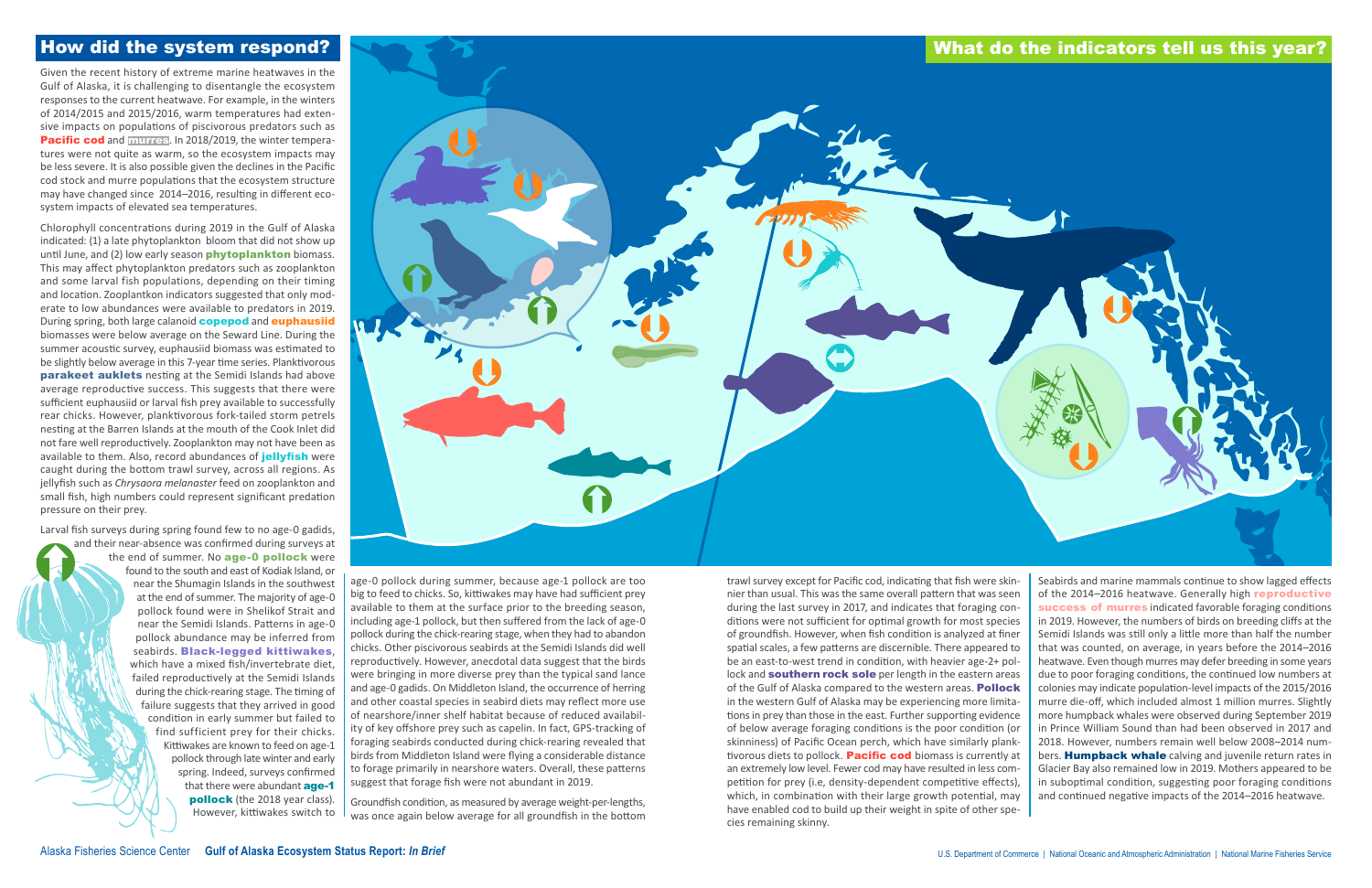## How did the system respond?

Given the recent history of extreme marine heatwaves in the Gulf of Alaska, it is challenging to disentangle the ecosystem responses to the current heatwave. For example, in the winters of 2014/2015 and 2015/2016, warm temperatures had extensive impacts on populations of piscivorous predators such as **Pacific cod** and **murres**. In 2018/2019, the winter temperatures were not quite as warm, so the ecosystem impacts may be less severe. It is also possible given the declines in the Pacific cod stock and murre populations that the ecosystem structure may have changed since 2014–2016, resulting in different ecosystem impacts of elevated sea temperatures.

Chlorophyll concentrations during 2019 in the Gulf of Alaska indicated: (1) a late phytoplankton bloom that did not show up until June, and (2) low early season **phytoplankton** biomass. This may affect phytoplankton predators such as zooplankton and some larval fish populations, depending on their timing and location. Zooplantkon indicators suggested that only moderate to low abundances were available to predators in 2019. During spring, both large calanoid **copepod** and **euphausiid** biomasses were below average on the Seward Line. During the summer acoustic survey, euphausiid biomass was estimated to be slightly below average in this 7-year time series. Planktivorous **parakeet auklets** nesting at the Semidi Islands had above average reproductive success. This suggests that there were sufficient euphausiid or larval fish prey available to successfully rear chicks. However, planktivorous fork-tailed storm petrels nesting at the Barren Islands at the mouth of the Cook Inlet did not fare well reproductively. Zooplankton may not have been as available to them. Also, record abundances of **jellyfish** were caught during the bottom trawl survey, across all regions. As jellyfish such as *Chrysaora melanaster* feed on zooplankton and small fish, high numbers could represent significant predation pressure on their prey.

Larval fish surveys during spring found few to no age-0 gadids, and their near-absence was confirmed during surveys at the end of summer. No **age-0 pollock** were found to the south and east of Kodiak Island, or near the Shumagin Islands in the southwest at the end of summer. The majority of age-0 pollock found were in Shelikof Strait and near the Semidi Islands. Patterns in age-0 pollock abundance may be inferred from seabirds. **Black-legged kittiwakes**, which have a mixed fish/invertebrate diet, failed reproductively at the Semidi Islands during the chick-rearing stage. The timing of failure suggests that they arrived in good condition in early summer but failed to find sufficient prey for their chicks. Kittiwakes are known to feed on age-1 pollock through late winter and early spring. Indeed, surveys confirmed that there were abundant **age-1 pollock** (the 2018 year class). However, kittiwakes switch to age-0 pollock during summer, because age-1 pollock are too big to feed to chicks. So, kittiwakes may have had sufficient prey available to them at the surface prior to the breeding season, including age-1 pollock, but then suffered from the lack of age-0 pollock during the chick-rearing stage, when they had to abandon chicks. Other piscivorous seabirds at the Semidi Islands did well reproductively. However, anecdotal data suggest that the birds were bringing in more diverse prey than the typical sand lance and age-0 gadids. On Middleton Island, the occurrence of herring and other coastal species in seabird diets may reflect more use of nearshore/inner shelf habitat because of reduced availability of key offshore prey such as capelin. In fact, GPS-tracking of foraging seabirds conducted during chick-rearing revealed that birds from Middleton Island were flying a considerable distance to forage primarily in nearshore waters. Overall, these patterns suggest that forage fish were not abundant in 2019.

Groundfish condition, as measured by average weight-per-lengths, was once again below average for all groundfish in the bottom trawl survey except for Pacific cod, indicating that fish were skinnier than usual. This was the same overall pattern that was seen during the last survey in 2017, and indicates that foraging conditions were not sufficient for optimal growth for most species of groundfish. However, when fish condition is analyzed at finer spatial scales, a few patterns are discernible. There appeared to be an east-to-west trend in condition, with heavier age-2+ pollock and **southern rock sole** per length in the eastern areas of the Gulf of Alaska compared to the western areas. **Pollock** in the western Gulf of Alaska may be experiencing more limitations in prey than those in the east. Further supporting evidence of below average foraging conditions is the poor condition (or skinniness) of Pacific Ocean perch, which have similarly planktivorous diets to pollock. **Pacific cod** biomass is currently at an extremely low level. Fewer cod may have resulted in less competition for prey (i.e, density-dependent competitive effects), which, in combination with their large growth potential, may have enabled cod to build up their weight in spite of other species remaining skinny.

## What do the indicators tell us this year?

Seabirds and marine mammals continue to show lagged effects of the 2014–2016 heatwave. Generally high **reproductive success of murres** indicated favorable foraging conditions in 2019. However, the numbers of birds on breeding cliffs at the Semidi Islands was still only a little more than half the number that was counted, on average, in years before the 2014–2016 heatwave. Even though murres may defer breeding in some years due to poor foraging conditions, the continued low numbers at colonies may indicate population-level impacts of the 2015/2016 murre die-off, which included almost 1 million murres. Slightly more humpback whales were observed during September 2019 in Prince William Sound than had been observed in 2017 and 2018. However, numbers remain well below 2008–2014 numbers. **Humpback whale** calving and juvenile return rates in Glacier Bay also remained low in 2019. Mothers appeared to be in suboptimal condition, suggesting poor foraging conditions and continued negative impacts of the 2014–2016 heatwave.

Alaska Fisheries Science Center **Gulf of Alaska Ecosystem Status Report: *In Brief***

U.S. Department of Commerce | National Oceanic and Atmospheric Administration | National Marine Fisheries Service